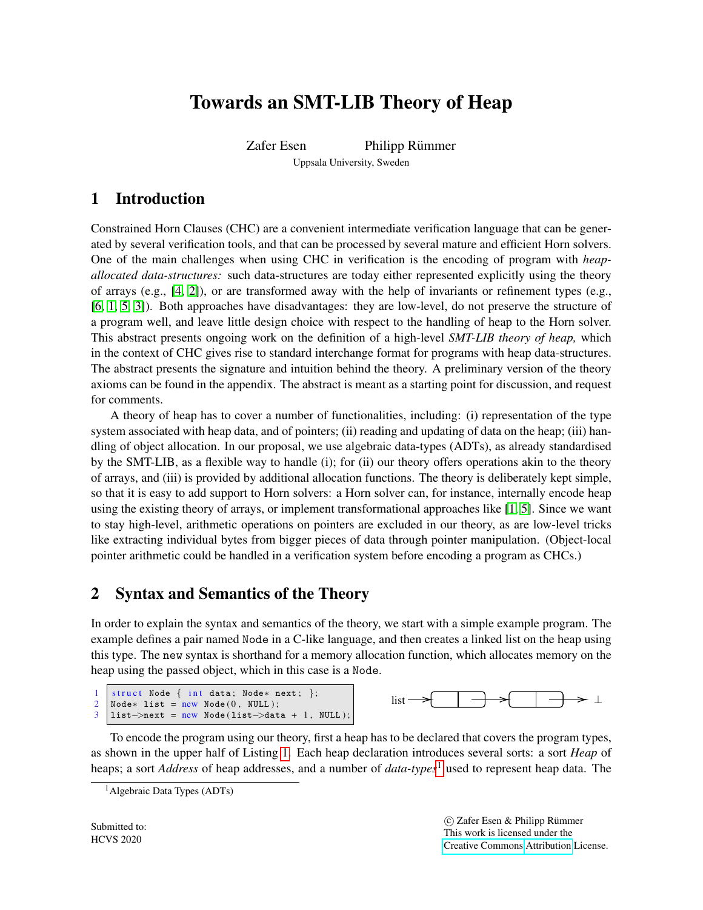# Towards an SMT-LIB Theory of Heap

Zafer Esen  Philipp Rümmer

Uppsala University, Sweden

## 1 Introduction

Constrained Horn Clauses (CHC) are a convenient intermediate verification language that can be generated by several verification tools, and that can be processed by several mature and efficient Horn solvers. One of the main challenges when using CHC in verification is the encoding of program with *heap-allocated data-structures:* such data-structures are today either represented explicitly using the theory of arrays (e.g., [4, 2]), or are transformed away with the help of invariants or refinement types (e.g., [6, 1, 5, 3]). Both approaches have disadvantages: they are low-level, do not preserve the structure of a program well, and leave little design choice with respect to the handling of heap to the Horn solver. This abstract presents ongoing work on the definition of a high-level *SMT-LIB theory of heap,* which in the context of CHC gives rise to standard interchange format for programs with heap data-structures. The abstract presents the signature and intuition behind the theory. A preliminary version of the theory axioms can be found in the appendix. The abstract is meant as a starting point for discussion, and request for comments.

A theory of heap has to cover a number of functionalities, including: (i) representation of the type system associated with heap data, and of pointers; (ii) reading and updating of data on the heap; (iii) handling of object allocation. In our proposal, we use algebraic data-types (ADTs), as already standardised by the SMT-LIB, as a flexible way to handle (i); for (ii) our theory offers operations akin to the theory of arrays, and (iii) is provided by additional allocation functions. The theory is deliberately kept simple, so that it is easy to add support to Horn solvers: a Horn solver can, for instance, internally encode heap using the existing theory of arrays, or implement transformational approaches like [1, 5]. Since we want to stay high-level, arithmetic operations on pointers are excluded in our theory, as are low-level tricks like extracting individual bytes from bigger pieces of data through pointer manipulation. (Object-local pointer arithmetic could be handled in a verification system before encoding a program as CHCs.)

## 2 Syntax and Semantics of the Theory

In order to explain the syntax and semantics of the theory, we start with a simple example program. The example defines a pair named `Node` in a C-like language, and then creates a linked list on the heap using this type. The `new` syntax is shorthand for a memory allocation function, which allocates memory on the heap using the passed object, which in this case is a `Node`.

```
1 struct Node { int data; Node* next; };
2 Node* list = new Node(0, NULL);
3 list->next = new Node(list->data + 1, NULL);
```

list → [ | ] → [ | ] → ⊥

To encode the program using our theory, first a heap has to be declared that covers the program types, as shown in the upper half of Listing 1. Each heap declaration introduces several sorts: a sort *Heap* of heaps; a sort *Address* of heap addresses, and a number of *data-types*[1] used to represent heap data. The

[1] Algebraic Data Types (ADTs)

Submitted to:
HCVS 2020

© Zafer Esen & Philipp Rümmer
This work is licensed under the
Creative Commons Attribution License.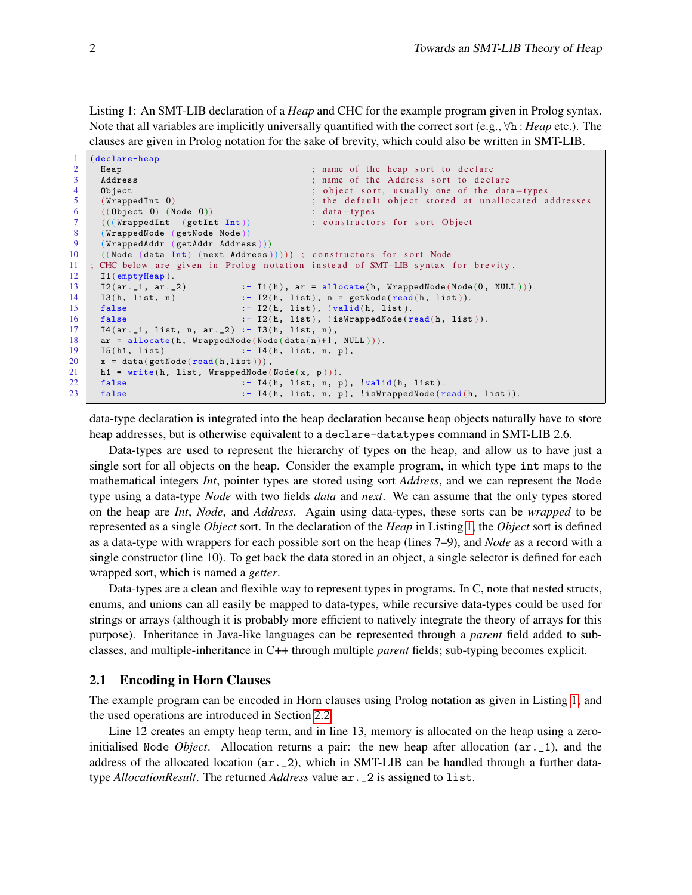Listing 1: An SMT-LIB declaration of a *Heap* and CHC for the example program given in Prolog syntax. Note that all variables are implicitly universally quantified with the correct sort (e.g., $\forall$h : *Heap* etc.). The clauses are given in Prolog notation for the sake of brevity, which could also be written in SMT-LIB.

```
(declare-heap
  Heap                                  ; name of the heap sort to declare
  Address                               ; name of the Address sort to declare
  Object                                ; object sort, usually one of the data-types
  (WrappedInt 0)                        ; the default object stored at unallocated addresses
  ((Object 0) (Node 0))                 ; data-types
  (((WrappedInt  (getInt Int))          ; constructors for sort Object
  (WrappedNode (getNode Node))
  (WrappedAddr (getAddr Address)))
  ((Node (data Int) (next Address))))) ; constructors for sort Node
; CHC below are given in Prolog notation instead of SMT-LIB syntax for brevity.
  I1(emptyHeap).
  I2(ar._1, ar._2)          :- I1(h), ar = allocate(h, WrappedNode(Node(0, NULL))).
  I3(h, list, n)            :- I2(h, list), n = getNode(read(h, list)).
  false                     :- I2(h, list), !valid(h, list).
  false                     :- I2(h, list), !isWrappedNode(read(h, list)).
  I4(ar._1, list, n, ar._2) :- I3(h, list, n),
  ar = allocate(h, WrappedNode(Node(data(n)+1, NULL))).
  I5(h1, list)              :- I4(h, list, n, p),
  x = data(getNode(read(h,list))),
  h1 = write(h, list, WrappedNode(Node(x, p))).
  false                     :- I4(h, list, n, p), !valid(h, list).
  false                     :- I4(h, list, n, p), !isWrappedNode(read(h, list)).
```

data-type declaration is integrated into the heap declaration because heap objects naturally have to store heap addresses, but is otherwise equivalent to a `declare-datatypes` command in SMT-LIB 2.6.

Data-types are used to represent the hierarchy of types on the heap, and allow us to have just a single sort for all objects on the heap. Consider the example program, in which type `int` maps to the mathematical integers *Int*, pointer types are stored using sort *Address*, and we can represent the `Node` type using a data-type *Node* with two fields *data* and *next*. We can assume that the only types stored on the heap are *Int*, *Node*, and *Address*. Again using data-types, these sorts can be *wrapped* to be represented as a single *Object* sort. In the declaration of the *Heap* in Listing 1, the *Object* sort is defined as a data-type with wrappers for each possible sort on the heap (lines 7–9), and *Node* as a record with a single constructor (line 10). To get back the data stored in an object, a single selector is defined for each wrapped sort, which is named a *getter*.

Data-types are a clean and flexible way to represent types in programs. In C, note that nested structs, enums, and unions can all easily be mapped to data-types, while recursive data-types could be used for strings or arrays (although it is probably more efficient to natively integrate the theory of arrays for this purpose). Inheritance in Java-like languages can be represented through a *parent* field added to sub-classes, and multiple-inheritance in C++ through multiple *parent* fields; sub-typing becomes explicit.

## 2.1 Encoding in Horn Clauses

The example program can be encoded in Horn clauses using Prolog notation as given in Listing 1, and the used operations are introduced in Section 2.2.

Line 12 creates an empty heap term, and in line 13, memory is allocated on the heap using a zero-initialised `Node` *Object*. Allocation returns a pair: the new heap after allocation (`ar._1`), and the address of the allocated location (`ar._2`), which in SMT-LIB can be handled through a further data-type *AllocationResult*. The returned *Address* value `ar._2` is assigned to `list`.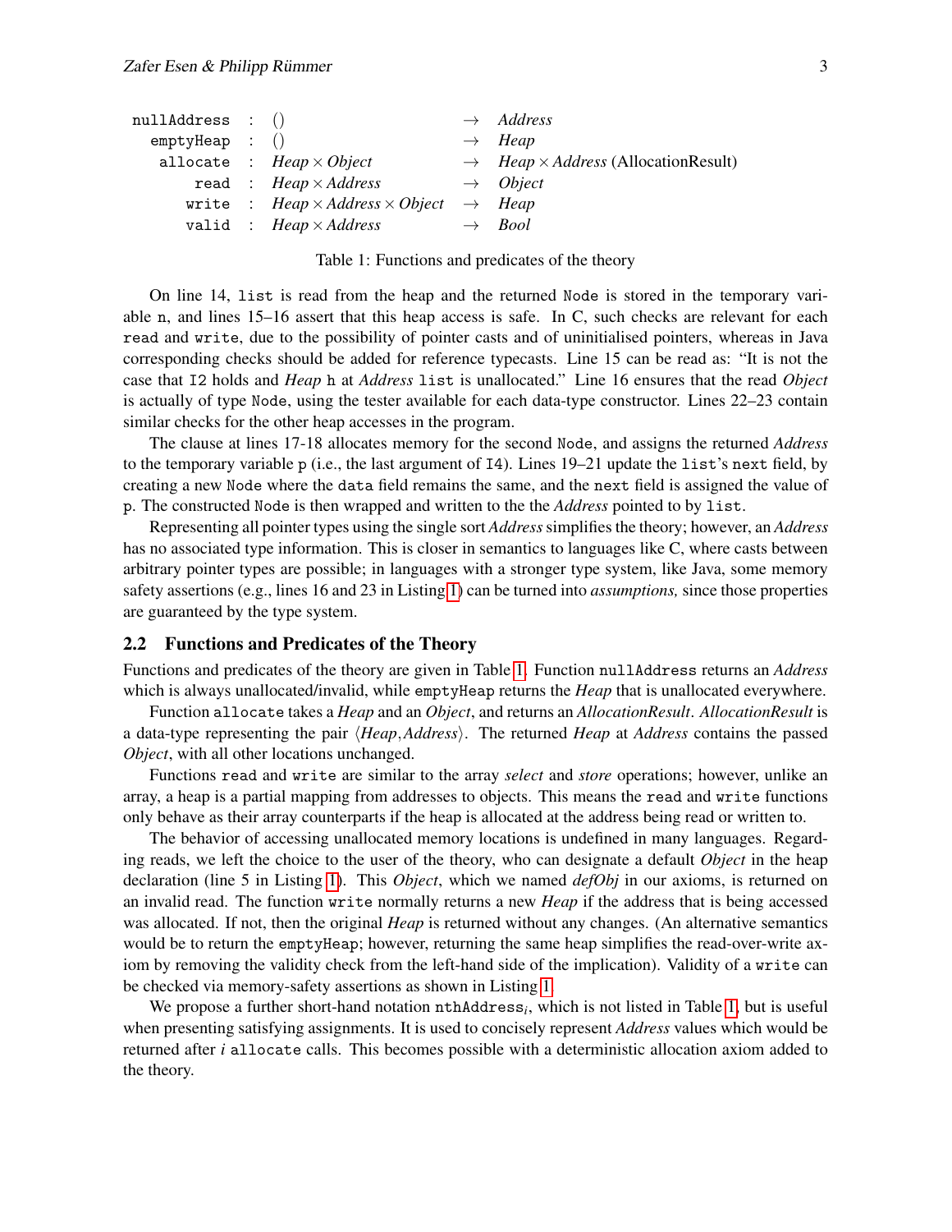| | | | | |
|---|---|---|---|---|
| `nullAddress` | : | () | $\rightarrow$ | *Address* |
| `emptyHeap` | : | () | $\rightarrow$ | *Heap* |
| `allocate` | : | *Heap* $\times$ *Object* | $\rightarrow$ | *Heap* $\times$ *Address* (AllocationResult) |
| `read` | : | *Heap* $\times$ *Address* | $\rightarrow$ | *Object* |
| `write` | : | *Heap* $\times$ *Address* $\times$ *Object* | $\rightarrow$ | *Heap* |
| `valid` | : | *Heap* $\times$ *Address* | $\rightarrow$ | *Bool* |

Table 1: Functions and predicates of the theory

On line 14, `list` is read from the heap and the returned `Node` is stored in the temporary variable `n`, and lines 15–16 assert that this heap access is safe. In C, such checks are relevant for each `read` and `write`, due to the possibility of pointer casts and of uninitialised pointers, whereas in Java corresponding checks should be added for reference typecasts. Line 15 can be read as: "It is not the case that `I2` holds and *Heap* `h` at *Address* `list` is unallocated." Line 16 ensures that the read *Object* is actually of type `Node`, using the tester available for each data-type constructor. Lines 22–23 contain similar checks for the other heap accesses in the program.

The clause at lines 17-18 allocates memory for the second `Node`, and assigns the returned *Address* to the temporary variable `p` (i.e., the last argument of `I4`). Lines 19–21 update the `list`'s `next` field, by creating a new `Node` where the `data` field remains the same, and the `next` field is assigned the value of `p`. The constructed `Node` is then wrapped and written to the the *Address* pointed to by `list`.

Representing all pointer types using the single sort *Address* simplifies the theory; however, an *Address* has no associated type information. This is closer in semantics to languages like C, where casts between arbitrary pointer types are possible; in languages with a stronger type system, like Java, some memory safety assertions (e.g., lines 16 and 23 in Listing 1) can be turned into *assumptions,* since those properties are guaranteed by the type system.

## 2.2 Functions and Predicates of the Theory

Functions and predicates of the theory are given in Table 1. Function `nullAddress` returns an *Address* which is always unallocated/invalid, while `emptyHeap` returns the *Heap* that is unallocated everywhere.

Function `allocate` takes a *Heap* and an *Object*, and returns an *AllocationResult*. *AllocationResult* is a data-type representing the pair $\langle Heap, Address \rangle$. The returned *Heap* at *Address* contains the passed *Object*, with all other locations unchanged.

Functions `read` and `write` are similar to the array *select* and *store* operations; however, unlike an array, a heap is a partial mapping from addresses to objects. This means the `read` and `write` functions only behave as their array counterparts if the heap is allocated at the address being read or written to.

The behavior of accessing unallocated memory locations is undefined in many languages. Regarding reads, we left the choice to the user of the theory, who can designate a default *Object* in the heap declaration (line 5 in Listing 1). This *Object*, which we named *defObj* in our axioms, is returned on an invalid read. The function `write` normally returns a new *Heap* if the address that is being accessed was allocated. If not, then the original *Heap* is returned without any changes. (An alternative semantics would be to return the `emptyHeap`; however, returning the same heap simplifies the read-over-write axiom by removing the validity check from the left-hand side of the implication). Validity of a `write` can be checked via memory-safety assertions as shown in Listing 1.

We propose a further short-hand notation $\texttt{nthAddress}_i$, which is not listed in Table 1, but is useful when presenting satisfying assignments. It is used to concisely represent *Address* values which would be returned after $i$ `allocate` calls. This becomes possible with a deterministic allocation axiom added to the theory.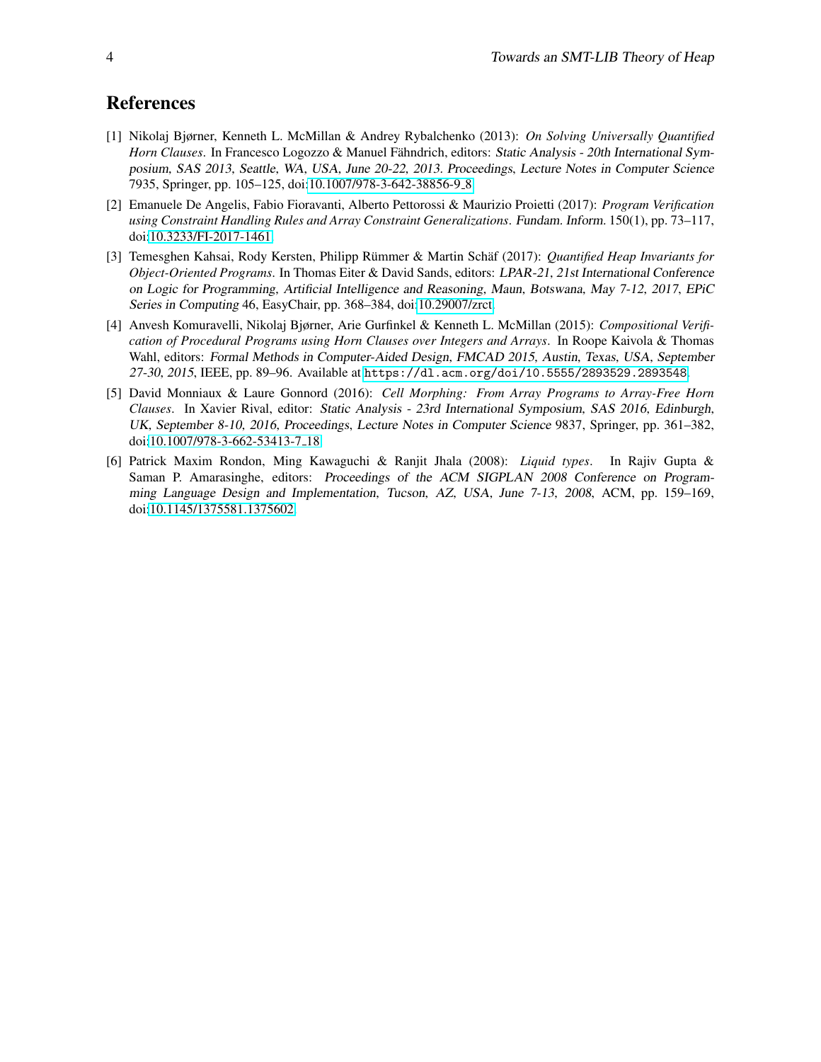## References

[1] Nikolaj Bjørner, Kenneth L. McMillan & Andrey Rybalchenko (2013): *On Solving Universally Quantified Horn Clauses*. In Francesco Logozzo & Manuel Fähndrich, editors: Static Analysis - 20th International Symposium, SAS 2013, Seattle, WA, USA, June 20-22, 2013. Proceedings, Lecture Notes in Computer Science 7935, Springer, pp. 105–125, doi:10.1007/978-3-642-38856-9_8.

[2] Emanuele De Angelis, Fabio Fioravanti, Alberto Pettorossi & Maurizio Proietti (2017): *Program Verification using Constraint Handling Rules and Array Constraint Generalizations*. Fundam. Inform. 150(1), pp. 73–117, doi:10.3233/FI-2017-1461.

[3] Temesghen Kahsai, Rody Kersten, Philipp Rümmer & Martin Schäf (2017): *Quantified Heap Invariants for Object-Oriented Programs*. In Thomas Eiter & David Sands, editors: LPAR-21, 21st International Conference on Logic for Programming, Artificial Intelligence and Reasoning, Maun, Botswana, May 7-12, 2017, EPiC Series in Computing 46, EasyChair, pp. 368–384, doi:10.29007/zrct.

[4] Anvesh Komuravelli, Nikolaj Bjørner, Arie Gurfinkel & Kenneth L. McMillan (2015): *Compositional Verification of Procedural Programs using Horn Clauses over Integers and Arrays*. In Roope Kaivola & Thomas Wahl, editors: Formal Methods in Computer-Aided Design, FMCAD 2015, Austin, Texas, USA, September 27-30, 2015, IEEE, pp. 89–96. Available at `https://dl.acm.org/doi/10.5555/2893529.2893548`.

[5] David Monniaux & Laure Gonnord (2016): *Cell Morphing: From Array Programs to Array-Free Horn Clauses*. In Xavier Rival, editor: Static Analysis - 23rd International Symposium, SAS 2016, Edinburgh, UK, September 8-10, 2016, Proceedings, Lecture Notes in Computer Science 9837, Springer, pp. 361–382, doi:10.1007/978-3-662-53413-7_18.

[6] Patrick Maxim Rondon, Ming Kawaguchi & Ranjit Jhala (2008): *Liquid types*. In Rajiv Gupta & Saman P. Amarasinghe, editors: Proceedings of the ACM SIGPLAN 2008 Conference on Programming Language Design and Implementation, Tucson, AZ, USA, June 7-13, 2008, ACM, pp. 159–169, doi:10.1145/1375581.1375602.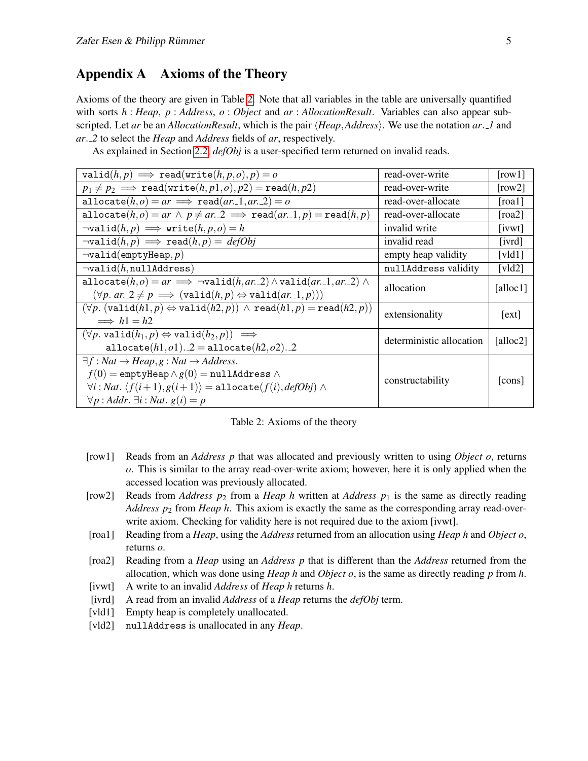## Appendix A Axioms of the Theory

Axioms of the theory are given in Table 2. Note that all variables in the table are universally quantified with sorts $h : \mathit{Heap}$, $p : \mathit{Address}$, $o : \mathit{Object}$ and $ar : \mathit{AllocationResult}$. Variables can also appear subscripted. Let $ar$ be an *AllocationResult*, which is the pair $\langle \mathit{Heap}, \mathit{Address} \rangle$. We use the notation $ar.\_1$ and $ar.\_2$ to select the *Heap* and *Address* fields of $ar$, respectively.

As explained in Section 2.2, *defObj* is a user-specified term returned on invalid reads.

| Axiom | Description | Label |
|---|---|---|
| $\mathtt{valid}(h,p) \implies \mathtt{read}(\mathtt{write}(h,p,o),p) = o$ | read-over-write | [row1] |
| $p_1 \neq p_2 \implies \mathtt{read}(\mathtt{write}(h,p1,o),p2) = \mathtt{read}(h,p2)$ | read-over-write | [row2] |
| $\mathtt{allocate}(h,o) = ar \implies \mathtt{read}(ar.\_1, ar.\_2) = o$ | read-over-allocate | [roa1] |
| $\mathtt{allocate}(h,o) = ar \wedge p \neq ar.\_2 \implies \mathtt{read}(ar.\_1,p) = \mathtt{read}(h,p)$ | read-over-allocate | [roa2] |
| $\neg\mathtt{valid}(h,p) \implies \mathtt{write}(h,p,o) = h$ | invalid write | [ivwt] |
| $\neg\mathtt{valid}(h,p) \implies \mathtt{read}(h,p) = \mathit{defObj}$ | invalid read | [ivrd] |
| $\neg\mathtt{valid}(\mathtt{emptyHeap},p)$ | empty heap validity | [vld1] |
| $\neg\mathtt{valid}(h,\mathtt{nullAddress})$ | `nullAddress` validity | [vld2] |
| $\mathtt{allocate}(h,o) = ar \implies \neg\mathtt{valid}(h,ar.\_2) \wedge \mathtt{valid}(ar.\_1,ar.\_2) \wedge (\forall p.\ ar.\_2 \neq p \implies (\mathtt{valid}(h,p) \Leftrightarrow \mathtt{valid}(ar.\_1,p)))$ | allocation | [alloc1] |
| $(\forall p.\ (\mathtt{valid}(h1,p) \Leftrightarrow \mathtt{valid}(h2,p)) \wedge \mathtt{read}(h1,p) = \mathtt{read}(h2,p)) \implies h1 = h2$ | extensionality | [ext] |
| $(\forall p.\ \mathtt{valid}(h_1,p) \Leftrightarrow \mathtt{valid}(h_2,p)) \implies \mathtt{allocate}(h1,o1).\_2 = \mathtt{allocate}(h2,o2).\_2$ | deterministic allocation | [alloc2] |
| $\exists f : \mathit{Nat} \to \mathit{Heap}, g : \mathit{Nat} \to \mathit{Address}.$ $f(0) = \mathtt{emptyHeap} \wedge g(0) = \mathtt{nullAddress} \wedge$ $\forall i : \mathit{Nat}.\ \langle f(i+1), g(i+1) \rangle = \mathtt{allocate}(f(i), \mathit{defObj}) \wedge$ $\forall p : \mathit{Addr}.\ \exists i : \mathit{Nat}.\ g(i) = p$ | constructability | [cons] |

Table 2: Axioms of the theory

- [row1] Reads from an *Address* $p$ that was allocated and previously written to using *Object* $o$, returns $o$. This is similar to the array read-over-write axiom; however, here it is only applied when the accessed location was previously allocated.
- [row2] Reads from *Address* $p_2$ from a *Heap* $h$ written at *Address* $p_1$ is the same as directly reading *Address* $p_2$ from *Heap* $h$. This axiom is exactly the same as the corresponding array read-over-write axiom. Checking for validity here is not required due to the axiom [ivwt].
- [roa1] Reading from a *Heap*, using the *Address* returned from an allocation using *Heap* $h$ and *Object* $o$, returns $o$.
- [roa2] Reading from a *Heap* using an *Address* $p$ that is different than the *Address* returned from the allocation, which was done using *Heap* $h$ and *Object* $o$, is the same as directly reading $p$ from $h$.
- [ivwt] A write to an invalid *Address* of *Heap* $h$ returns $h$.
- [ivrd] A read from an invalid *Address* of a *Heap* returns the *defObj* term.
- [vld1] Empty heap is completely unallocated.
- [vld2] `nullAddress` is unallocated in any *Heap*.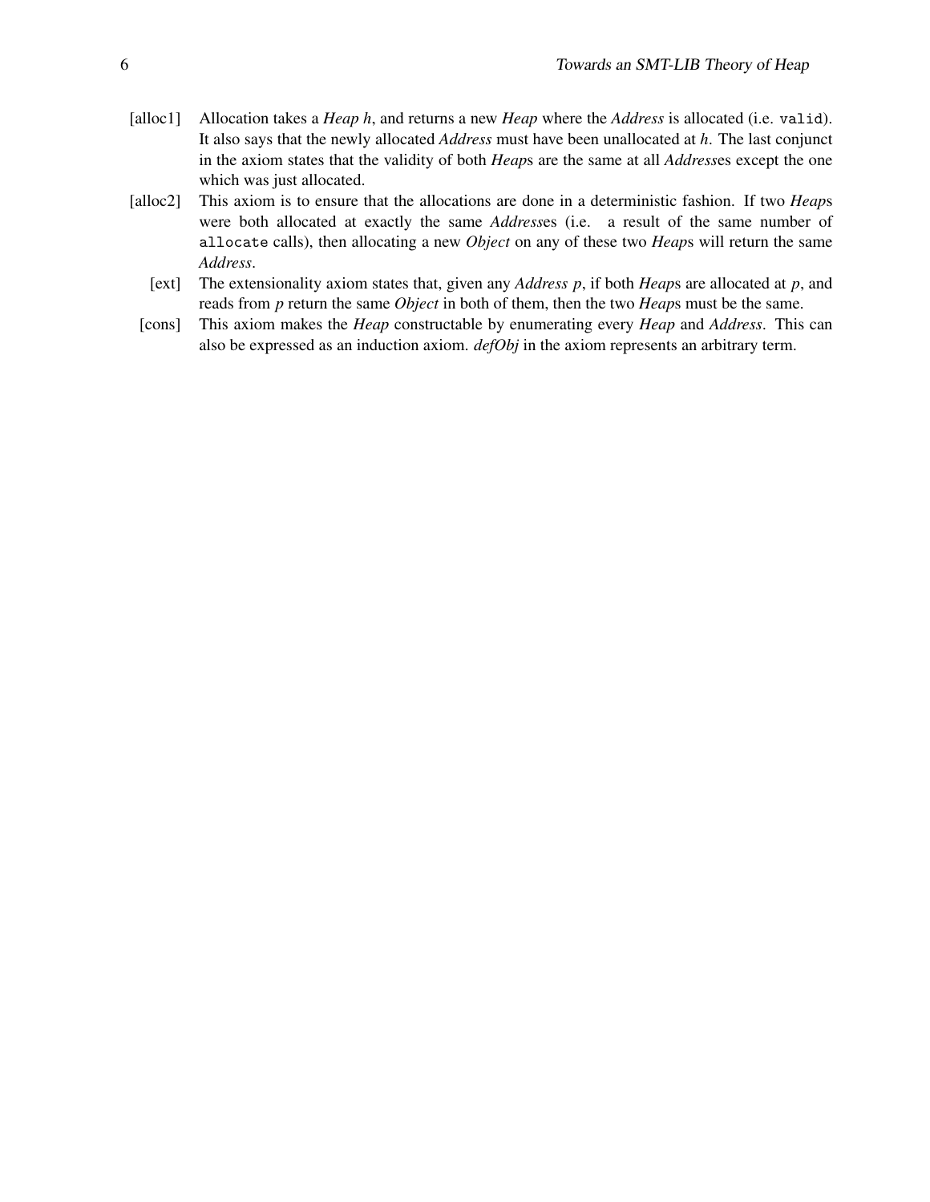[alloc1] Allocation takes a *Heap* $h$, and returns a new *Heap* where the *Address* is allocated (i.e. `valid`). It also says that the newly allocated *Address* must have been unallocated at $h$. The last conjunct in the axiom states that the validity of both *Heap*s are the same at all *Address*es except the one which was just allocated.

[alloc2] This axiom is to ensure that the allocations are done in a deterministic fashion. If two *Heap*s were both allocated at exactly the same *Address*es (i.e. a result of the same number of `allocate` calls), then allocating a new *Object* on any of these two *Heap*s will return the same *Address*.

[ext] The extensionality axiom states that, given any *Address* $p$, if both *Heap*s are allocated at $p$, and reads from $p$ return the same *Object* in both of them, then the two *Heap*s must be the same.

[cons] This axiom makes the *Heap* constructable by enumerating every *Heap* and *Address*. This can also be expressed as an induction axiom. *defObj* in the axiom represents an arbitrary term.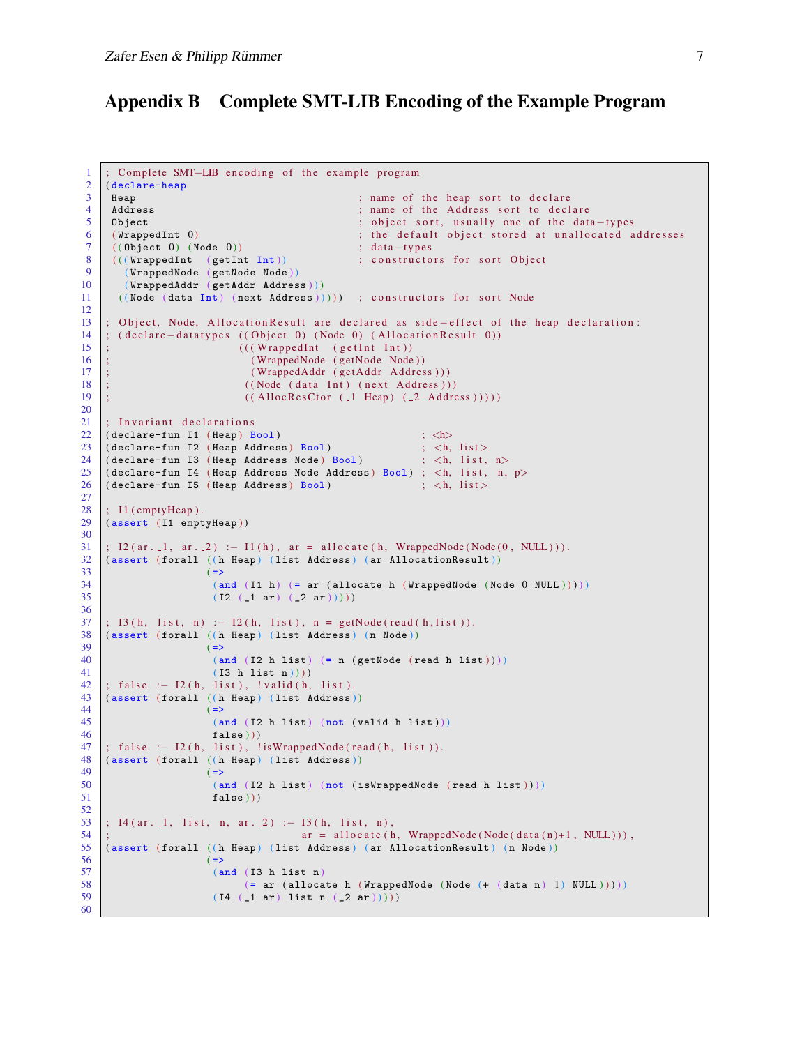## Appendix B Complete SMT-LIB Encoding of the Example Program

```
; Complete SMT-LIB encoding of the example program
(declare-heap
 Heap                                   ; name of the heap sort to declare
 Address                                ; name of the Address sort to declare
 Object                                 ; object sort, usually one of the data-types
 (WrappedInt 0)                         ; the default object stored at unallocated addresses
 ((Object 0) (Node 0))                  ; data-types
 (((WrappedInt  (getInt Int))           ; constructors for sort Object
   (WrappedNode (getNode Node))
   (WrappedAddr (getAddr Address)))
  ((Node (data Int) (next Address)))))  ; constructors for sort Node

; Object, Node, AllocationResult are declared as side-effect of the heap declaration:
; (declare-datatypes ((Object 0) (Node 0) (AllocationResult 0))
;                    (((WrappedInt  (getInt Int))
;                      (WrappedNode (getNode Node))
;                      (WrappedAddr (getAddr Address)))
;                     ((Node (data Int) (next Address)))
;                     ((AllocResCtor (_1 Heap) (_2 Address)))))

; Invariant declarations
(declare-fun I1 (Heap) Bool)                        ; <h>
(declare-fun I2 (Heap Address) Bool)                ; <h, list>
(declare-fun I3 (Heap Address Node) Bool)           ; <h, list, n>
(declare-fun I4 (Heap Address Node Address) Bool) ; <h, list, n, p>
(declare-fun I5 (Heap Address) Bool)                ; <h, list>

; I1(emptyHeap).
(assert (I1 emptyHeap))

; I2(ar._1, ar._2) :- I1(h), ar = allocate(h, WrappedNode(Node(0, NULL))).
(assert (forall ((h Heap) (list Address) (ar AllocationResult))
                (=>
                 (and (I1 h) (= ar (allocate h (WrappedNode (Node 0 NULL)))))
                 (I2 (_1 ar) (_2 ar)))))

; I3(h, list, n) :- I2(h, list), n = getNode(read(h,list)).
(assert (forall ((h Heap) (list Address) (n Node))
                (=>
                 (and (I2 h list) (= n (getNode (read h list))))
                 (I3 h list n))))
; false :- I2(h, list), !valid(h, list).
(assert (forall ((h Heap) (list Address))
                (=>
                 (and (I2 h list) (not (valid h list)))
                 false)))
; false :- I2(h, list), !isWrappedNode(read(h, list)).
(assert (forall ((h Heap) (list Address))
                (=>
                 (and (I2 h list) (not (isWrappedNode (read h list))))
                 false)))

; I4(ar._1, list, n, ar._2) :- I3(h, list, n),
;                              ar = allocate(h, WrappedNode(Node(data(n)+1, NULL))),
(assert (forall ((h Heap) (list Address) (ar AllocationResult) (n Node))
                (=>
                 (and (I3 h list n)
                      (= ar (allocate h (WrappedNode (Node (+ (data n) 1) NULL)))))
                 (I4 (_1 ar) list n (_2 ar)))))

```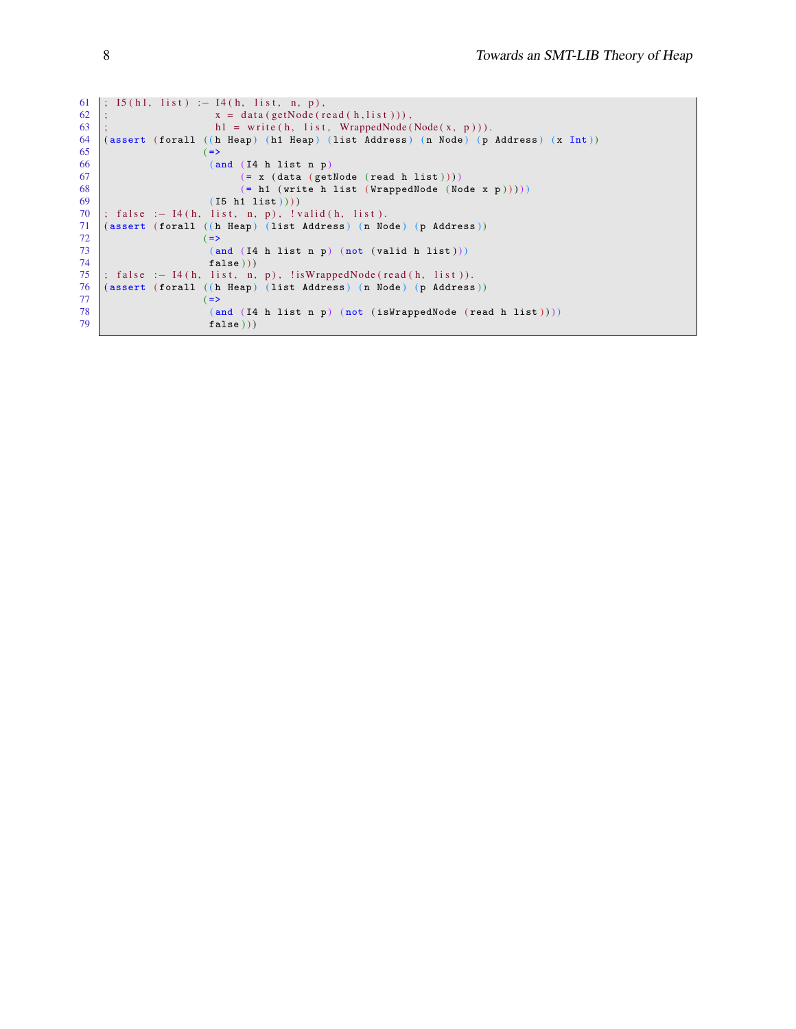```
61 ; I5(h1, list) :- I4(h, list, n, p),
62 ;                  x = data(getNode(read(h,list))),
63 ;                  h1 = write(h, list, WrappedNode(Node(x, p))).
64 (assert (forall ((h Heap) (h1 Heap) (list Address) (n Node) (p Address) (x Int))
65                 (=>
66                  (and (I4 h list n p)
67                       (= x (data (getNode (read h list))))
68                       (= h1 (write h list (WrappedNode (Node x p)))))
69                  (I5 h1 list))))
70 ; false :- I4(h, list, n, p), !valid(h, list).
71 (assert (forall ((h Heap) (list Address) (n Node) (p Address))
72                 (=>
73                  (and (I4 h list n p) (not (valid h list)))
74                  false)))
75 ; false :- I4(h, list, n, p), !isWrappedNode(read(h, list)).
76 (assert (forall ((h Heap) (list Address) (n Node) (p Address))
77                 (=>
78                  (and (I4 h list n p) (not (isWrappedNode (read h list))))
79                  false)))
```